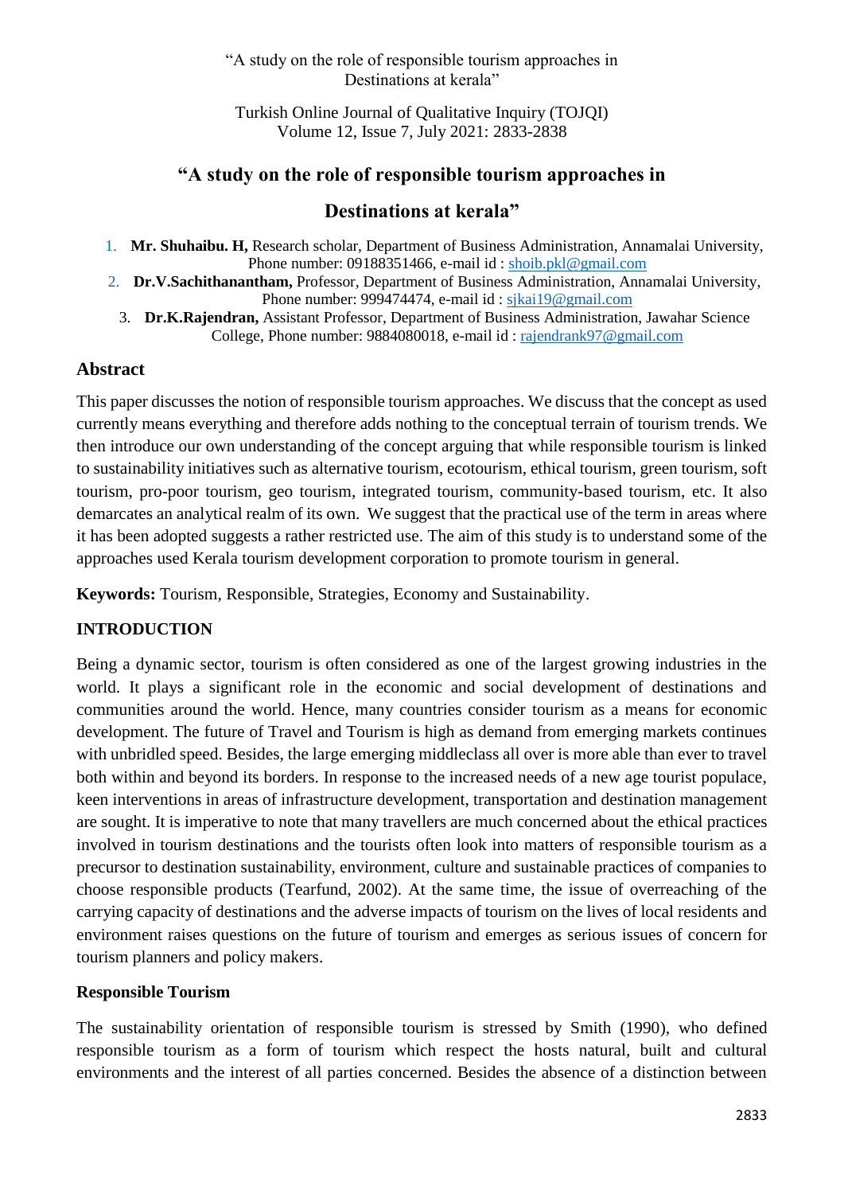# "A study on the role of responsible tourism approaches in Destinations at kerala"

1. **Mr. Shuhaibu. H,** Research scholar, Department of Business Administration, Annamalai University, Phone number: 09188351466, e-mail id : shoib.pkl@gmail.com
2. **Dr.V.Sachithanantham,** Professor, Department of Business Administration, Annamalai University, Phone number: 999474474, e-mail id : sjkai19@gmail.com
3. **Dr.K.Rajendran,** Assistant Professor, Department of Business Administration, Jawahar Science College, Phone number: 9884080018, e-mail id : rajendrank97@gmail.com

## Abstract

This paper discusses the notion of responsible tourism approaches. We discuss that the concept as used currently means everything and therefore adds nothing to the conceptual terrain of tourism trends. We then introduce our own understanding of the concept arguing that while responsible tourism is linked to sustainability initiatives such as alternative tourism, ecotourism, ethical tourism, green tourism, soft tourism, pro-poor tourism, geo tourism, integrated tourism, community-based tourism, etc. It also demarcates an analytical realm of its own. We suggest that the practical use of the term in areas where it has been adopted suggests a rather restricted use. The aim of this study is to understand some of the approaches used Kerala tourism development corporation to promote tourism in general.

**Keywords:** Tourism, Responsible, Strategies, Economy and Sustainability.

## INTRODUCTION

Being a dynamic sector, tourism is often considered as one of the largest growing industries in the world. It plays a significant role in the economic and social development of destinations and communities around the world. Hence, many countries consider tourism as a means for economic development. The future of Travel and Tourism is high as demand from emerging markets continues with unbridled speed. Besides, the large emerging middleclass all over is more able than ever to travel both within and beyond its borders. In response to the increased needs of a new age tourist populace, keen interventions in areas of infrastructure development, transportation and destination management are sought. It is imperative to note that many travellers are much concerned about the ethical practices involved in tourism destinations and the tourists often look into matters of responsible tourism as a precursor to destination sustainability, environment, culture and sustainable practices of companies to choose responsible products (Tearfund, 2002). At the same time, the issue of overreaching of the carrying capacity of destinations and the adverse impacts of tourism on the lives of local residents and environment raises questions on the future of tourism and emerges as serious issues of concern for tourism planners and policy makers.

### Responsible Tourism

The sustainability orientation of responsible tourism is stressed by Smith (1990), who defined responsible tourism as a form of tourism which respect the hosts natural, built and cultural environments and the interest of all parties concerned. Besides the absence of a distinction between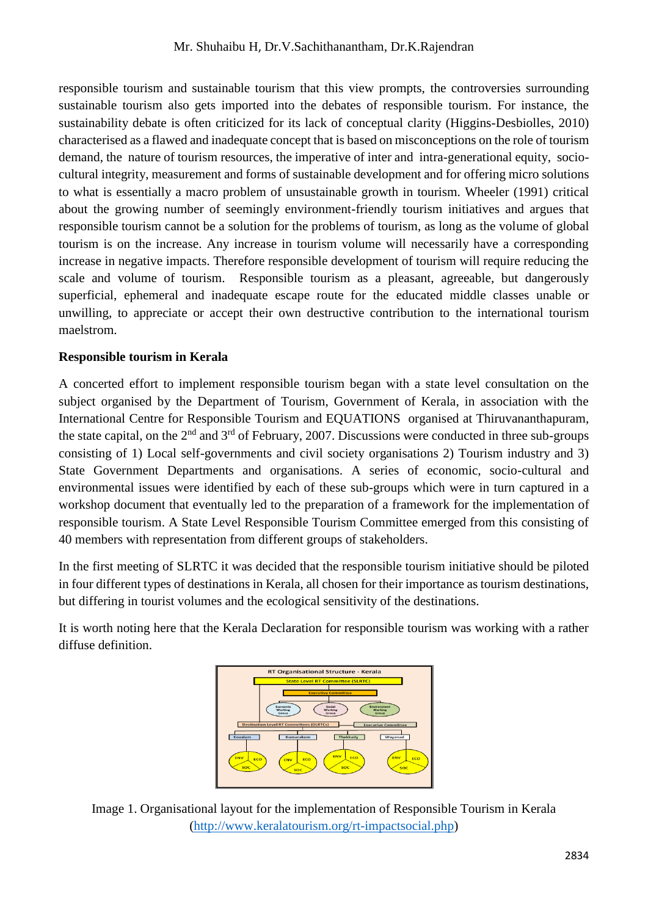responsible tourism and sustainable tourism that this view prompts, the controversies surrounding sustainable tourism also gets imported into the debates of responsible tourism. For instance, the sustainability debate is often criticized for its lack of conceptual clarity (Higgins-Desbiolles, 2010) characterised as a flawed and inadequate concept that is based on misconceptions on the role of tourism demand, the nature of tourism resources, the imperative of inter and intra-generational equity, socio-cultural integrity, measurement and forms of sustainable development and for offering micro solutions to what is essentially a macro problem of unsustainable growth in tourism. Wheeler (1991) critical about the growing number of seemingly environment-friendly tourism initiatives and argues that responsible tourism cannot be a solution for the problems of tourism, as long as the volume of global tourism is on the increase. Any increase in tourism volume will necessarily have a corresponding increase in negative impacts. Therefore responsible development of tourism will require reducing the scale and volume of tourism. Responsible tourism as a pleasant, agreeable, but dangerously superficial, ephemeral and inadequate escape route for the educated middle classes unable or unwilling, to appreciate or accept their own destructive contribution to the international tourism maelstrom.

**Responsible tourism in Kerala**

A concerted effort to implement responsible tourism began with a state level consultation on the subject organised by the Department of Tourism, Government of Kerala, in association with the International Centre for Responsible Tourism and EQUATIONS organised at Thiruvananthapuram, the state capital, on the 2nd and 3rd of February, 2007. Discussions were conducted in three sub-groups consisting of 1) Local self-governments and civil society organisations 2) Tourism industry and 3) State Government Departments and organisations. A series of economic, socio-cultural and environmental issues were identified by each of these sub-groups which were in turn captured in a workshop document that eventually led to the preparation of a framework for the implementation of responsible tourism. A State Level Responsible Tourism Committee emerged from this consisting of 40 members with representation from different groups of stakeholders.

In the first meeting of SLRTC it was decided that the responsible tourism initiative should be piloted in four different types of destinations in Kerala, all chosen for their importance as tourism destinations, but differing in tourist volumes and the ecological sensitivity of the destinations.

It is worth noting here that the Kerala Declaration for responsible tourism was working with a rather diffuse definition.

Image 1. Organisational layout for the implementation of Responsible Tourism in Kerala (http://www.keralatourism.org/rt-impactsocial.php)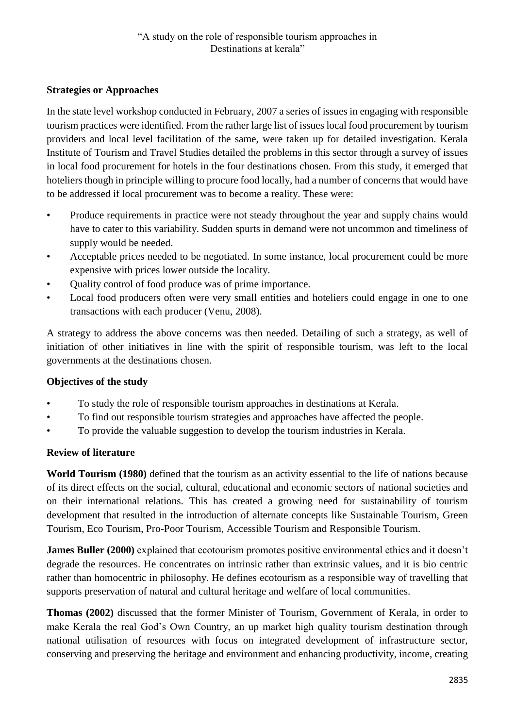## Strategies or Approaches

In the state level workshop conducted in February, 2007 a series of issues in engaging with responsible tourism practices were identified. From the rather large list of issues local food procurement by tourism providers and local level facilitation of the same, were taken up for detailed investigation. Kerala Institute of Tourism and Travel Studies detailed the problems in this sector through a survey of issues in local food procurement for hotels in the four destinations chosen. From this study, it emerged that hoteliers though in principle willing to procure food locally, had a number of concerns that would have to be addressed if local procurement was to become a reality. These were:

- Produce requirements in practice were not steady throughout the year and supply chains would have to cater to this variability. Sudden spurts in demand were not uncommon and timeliness of supply would be needed.
- Acceptable prices needed to be negotiated. In some instance, local procurement could be more expensive with prices lower outside the locality.
- Quality control of food produce was of prime importance.
- Local food producers often were very small entities and hoteliers could engage in one to one transactions with each producer (Venu, 2008).

A strategy to address the above concerns was then needed. Detailing of such a strategy, as well of initiation of other initiatives in line with the spirit of responsible tourism, was left to the local governments at the destinations chosen.

## Objectives of the study

- To study the role of responsible tourism approaches in destinations at Kerala.
- To find out responsible tourism strategies and approaches have affected the people.
- To provide the valuable suggestion to develop the tourism industries in Kerala.

## Review of literature

**World Tourism (1980)** defined that the tourism as an activity essential to the life of nations because of its direct effects on the social, cultural, educational and economic sectors of national societies and on their international relations. This has created a growing need for sustainability of tourism development that resulted in the introduction of alternate concepts like Sustainable Tourism, Green Tourism, Eco Tourism, Pro-Poor Tourism, Accessible Tourism and Responsible Tourism.

**James Buller (2000)** explained that ecotourism promotes positive environmental ethics and it doesn't degrade the resources. He concentrates on intrinsic rather than extrinsic values, and it is bio centric rather than homocentric in philosophy. He defines ecotourism as a responsible way of travelling that supports preservation of natural and cultural heritage and welfare of local communities.

**Thomas (2002)** discussed that the former Minister of Tourism, Government of Kerala, in order to make Kerala the real God's Own Country, an up market high quality tourism destination through national utilisation of resources with focus on integrated development of infrastructure sector, conserving and preserving the heritage and environment and enhancing productivity, income, creating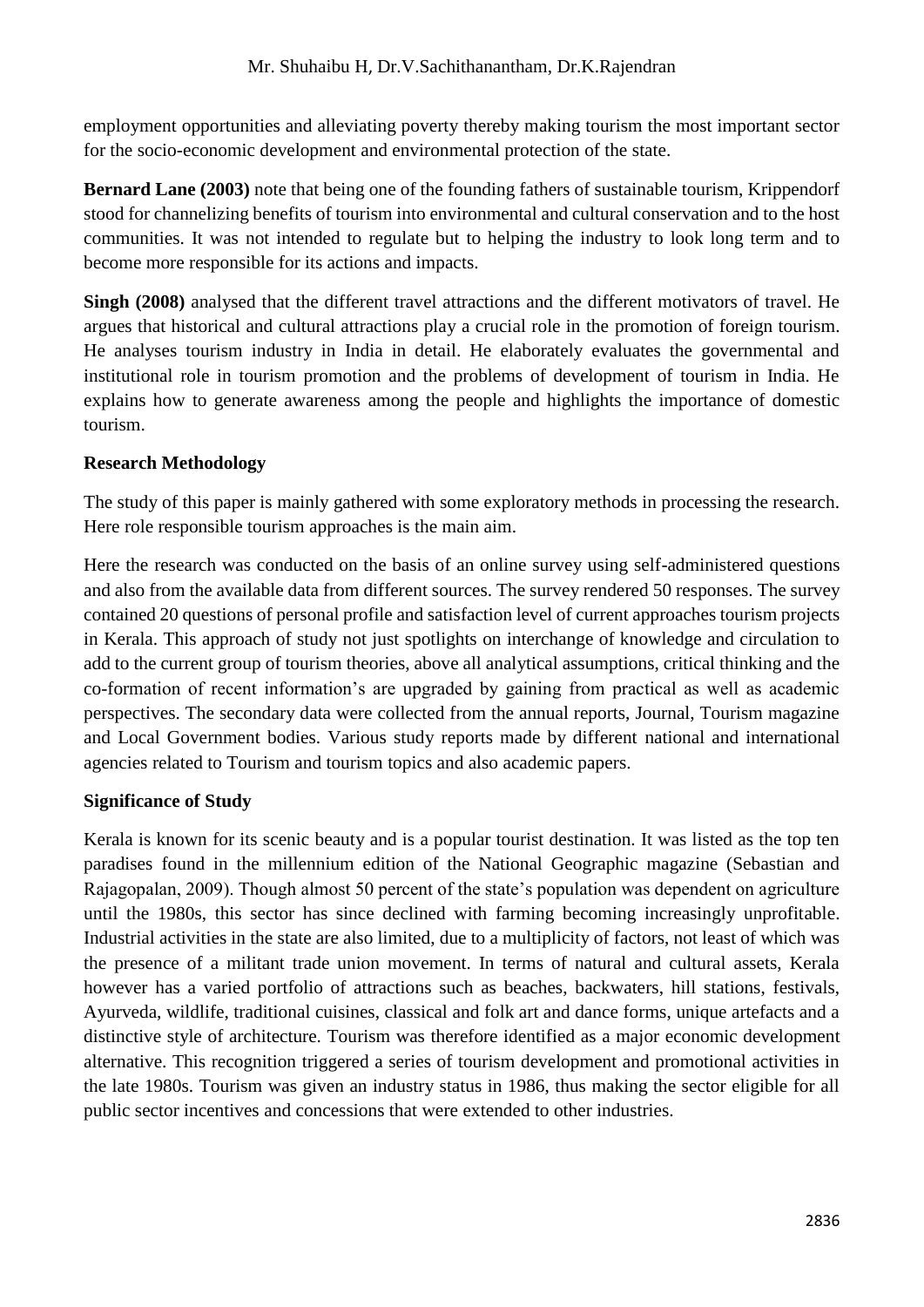employment opportunities and alleviating poverty thereby making tourism the most important sector for the socio-economic development and environmental protection of the state.

**Bernard Lane (2003)** note that being one of the founding fathers of sustainable tourism, Krippendorf stood for channelizing benefits of tourism into environmental and cultural conservation and to the host communities. It was not intended to regulate but to helping the industry to look long term and to become more responsible for its actions and impacts.

**Singh (2008)** analysed that the different travel attractions and the different motivators of travel. He argues that historical and cultural attractions play a crucial role in the promotion of foreign tourism. He analyses tourism industry in India in detail. He elaborately evaluates the governmental and institutional role in tourism promotion and the problems of development of tourism in India. He explains how to generate awareness among the people and highlights the importance of domestic tourism.

## Research Methodology

The study of this paper is mainly gathered with some exploratory methods in processing the research. Here role responsible tourism approaches is the main aim.

Here the research was conducted on the basis of an online survey using self-administered questions and also from the available data from different sources. The survey rendered 50 responses. The survey contained 20 questions of personal profile and satisfaction level of current approaches tourism projects in Kerala. This approach of study not just spotlights on interchange of knowledge and circulation to add to the current group of tourism theories, above all analytical assumptions, critical thinking and the co-formation of recent information's are upgraded by gaining from practical as well as academic perspectives. The secondary data were collected from the annual reports, Journal, Tourism magazine and Local Government bodies. Various study reports made by different national and international agencies related to Tourism and tourism topics and also academic papers.

## Significance of Study

Kerala is known for its scenic beauty and is a popular tourist destination. It was listed as the top ten paradises found in the millennium edition of the National Geographic magazine (Sebastian and Rajagopalan, 2009). Though almost 50 percent of the state's population was dependent on agriculture until the 1980s, this sector has since declined with farming becoming increasingly unprofitable. Industrial activities in the state are also limited, due to a multiplicity of factors, not least of which was the presence of a militant trade union movement. In terms of natural and cultural assets, Kerala however has a varied portfolio of attractions such as beaches, backwaters, hill stations, festivals, Ayurveda, wildlife, traditional cuisines, classical and folk art and dance forms, unique artefacts and a distinctive style of architecture. Tourism was therefore identified as a major economic development alternative. This recognition triggered a series of tourism development and promotional activities in the late 1980s. Tourism was given an industry status in 1986, thus making the sector eligible for all public sector incentives and concessions that were extended to other industries.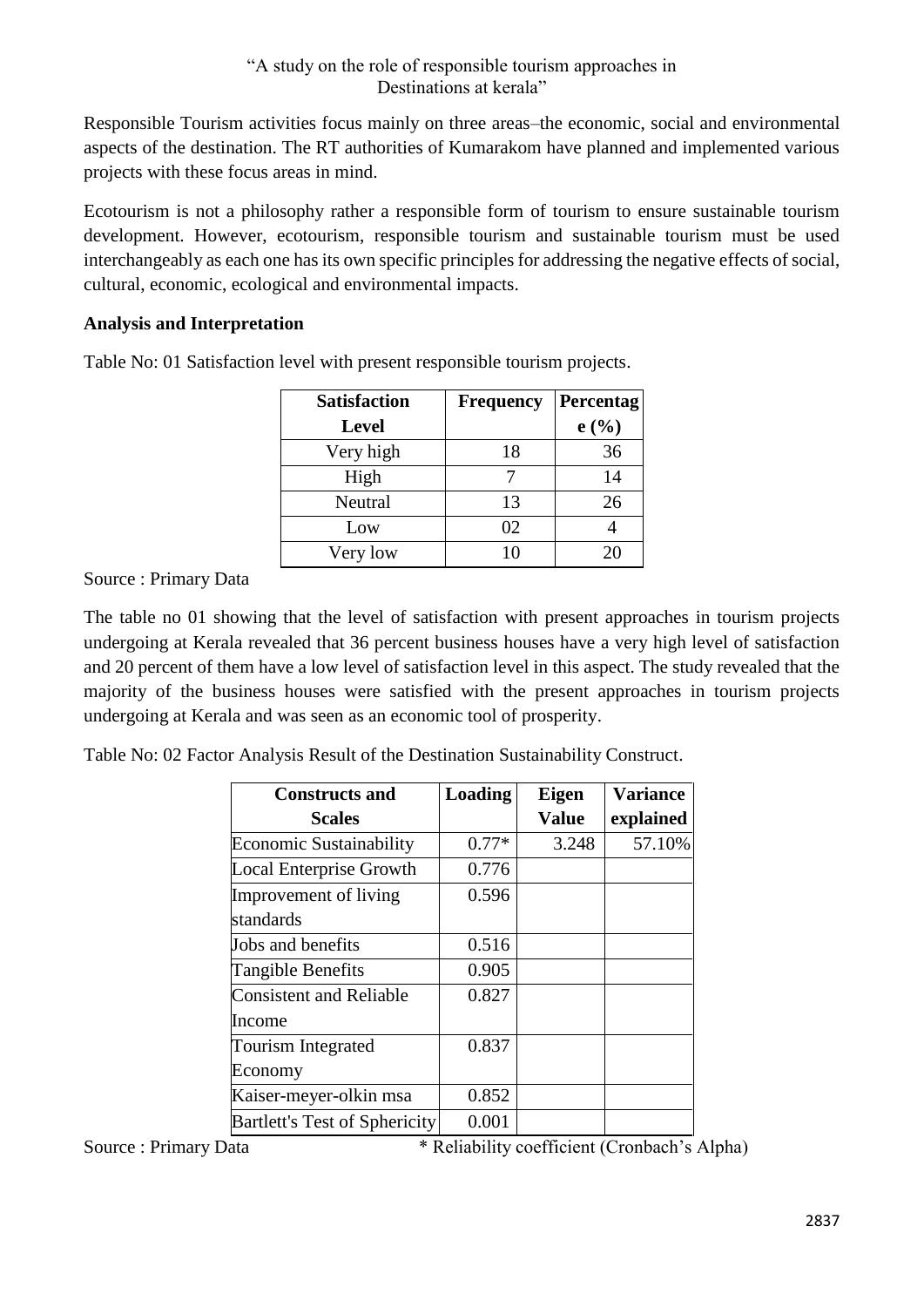Responsible Tourism activities focus mainly on three areas–the economic, social and environmental aspects of the destination. The RT authorities of Kumarakom have planned and implemented various projects with these focus areas in mind.

Ecotourism is not a philosophy rather a responsible form of tourism to ensure sustainable tourism development. However, ecotourism, responsible tourism and sustainable tourism must be used interchangeably as each one has its own specific principles for addressing the negative effects of social, cultural, economic, ecological and environmental impacts.

**Analysis and Interpretation**

Table No: 01 Satisfaction level with present responsible tourism projects.

| Satisfaction Level | Frequency | Percentage (%) |
|---|---|---|
| Very high | 18 | 36 |
| High | 7 | 14 |
| Neutral | 13 | 26 |
| Low | 02 | 4 |
| Very low | 10 | 20 |

Source : Primary Data

The table no 01 showing that the level of satisfaction with present approaches in tourism projects undergoing at Kerala revealed that 36 percent business houses have a very high level of satisfaction and 20 percent of them have a low level of satisfaction level in this aspect. The study revealed that the majority of the business houses were satisfied with the present approaches in tourism projects undergoing at Kerala and was seen as an economic tool of prosperity.

Table No: 02 Factor Analysis Result of the Destination Sustainability Construct.

| Constructs and Scales | Loading | Eigen Value | Variance explained |
|---|---|---|---|
| Economic Sustainability | 0.77* | 3.248 | 57.10% |
| Local Enterprise Growth | 0.776 | | |
| Improvement of living standards | 0.596 | | |
| Jobs and benefits | 0.516 | | |
| Tangible Benefits | 0.905 | | |
| Consistent and Reliable Income | 0.827 | | |
| Tourism Integrated Economy | 0.837 | | |
| Kaiser-meyer-olkin msa | 0.852 | | |
| Bartlett's Test of Sphericity | 0.001 | | |

Source : Primary Data * Reliability coefficient (Cronbach's Alpha)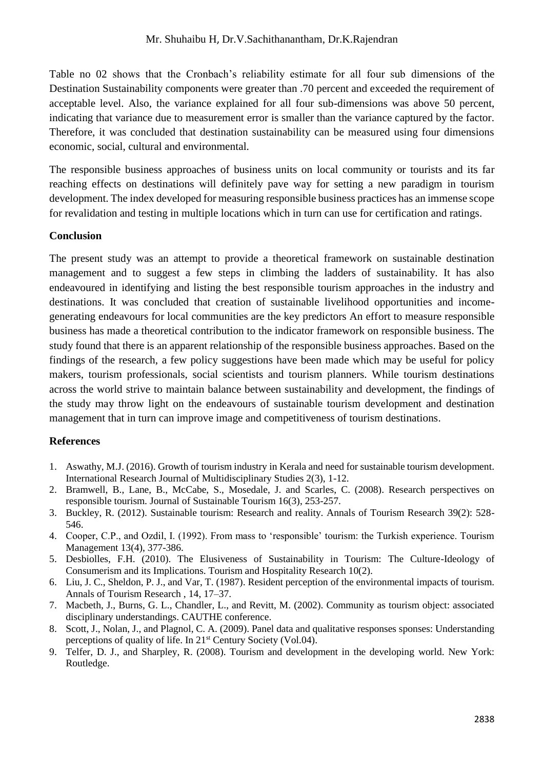Table no 02 shows that the Cronbach's reliability estimate for all four sub dimensions of the Destination Sustainability components were greater than .70 percent and exceeded the requirement of acceptable level. Also, the variance explained for all four sub-dimensions was above 50 percent, indicating that variance due to measurement error is smaller than the variance captured by the factor. Therefore, it was concluded that destination sustainability can be measured using four dimensions economic, social, cultural and environmental.

The responsible business approaches of business units on local community or tourists and its far reaching effects on destinations will definitely pave way for setting a new paradigm in tourism development. The index developed for measuring responsible business practices has an immense scope for revalidation and testing in multiple locations which in turn can use for certification and ratings.

## Conclusion

The present study was an attempt to provide a theoretical framework on sustainable destination management and to suggest a few steps in climbing the ladders of sustainability. It has also endeavoured in identifying and listing the best responsible tourism approaches in the industry and destinations. It was concluded that creation of sustainable livelihood opportunities and income-generating endeavours for local communities are the key predictors An effort to measure responsible business has made a theoretical contribution to the indicator framework on responsible business. The study found that there is an apparent relationship of the responsible business approaches. Based on the findings of the research, a few policy suggestions have been made which may be useful for policy makers, tourism professionals, social scientists and tourism planners. While tourism destinations across the world strive to maintain balance between sustainability and development, the findings of the study may throw light on the endeavours of sustainable tourism development and destination management that in turn can improve image and competitiveness of tourism destinations.

## References

1. Aswathy, M.J. (2016). Growth of tourism industry in Kerala and need for sustainable tourism development. International Research Journal of Multidisciplinary Studies 2(3), 1-12.
2. Bramwell, B., Lane, B., McCabe, S., Mosedale, J. and Scarles, C. (2008). Research perspectives on responsible tourism. Journal of Sustainable Tourism 16(3), 253-257.
3. Buckley, R. (2012). Sustainable tourism: Research and reality. Annals of Tourism Research 39(2): 528-546.
4. Cooper, C.P., and Ozdil, I. (1992). From mass to 'responsible' tourism: the Turkish experience. Tourism Management 13(4), 377-386.
5. Desbiolles, F.H. (2010). The Elusiveness of Sustainability in Tourism: The Culture-Ideology of Consumerism and its Implications. Tourism and Hospitality Research 10(2).
6. Liu, J. C., Sheldon, P. J., and Var, T. (1987). Resident perception of the environmental impacts of tourism. Annals of Tourism Research , 14, 17–37.
7. Macbeth, J., Burns, G. L., Chandler, L., and Revitt, M. (2002). Community as tourism object: associated disciplinary understandings. CAUTHE conference.
8. Scott, J., Nolan, J., and Plagnol, C. A. (2009). Panel data and qualitative responses sponses: Understanding perceptions of quality of life. In 21st Century Society (Vol.04).
9. Telfer, D. J., and Sharpley, R. (2008). Tourism and development in the developing world. New York: Routledge.